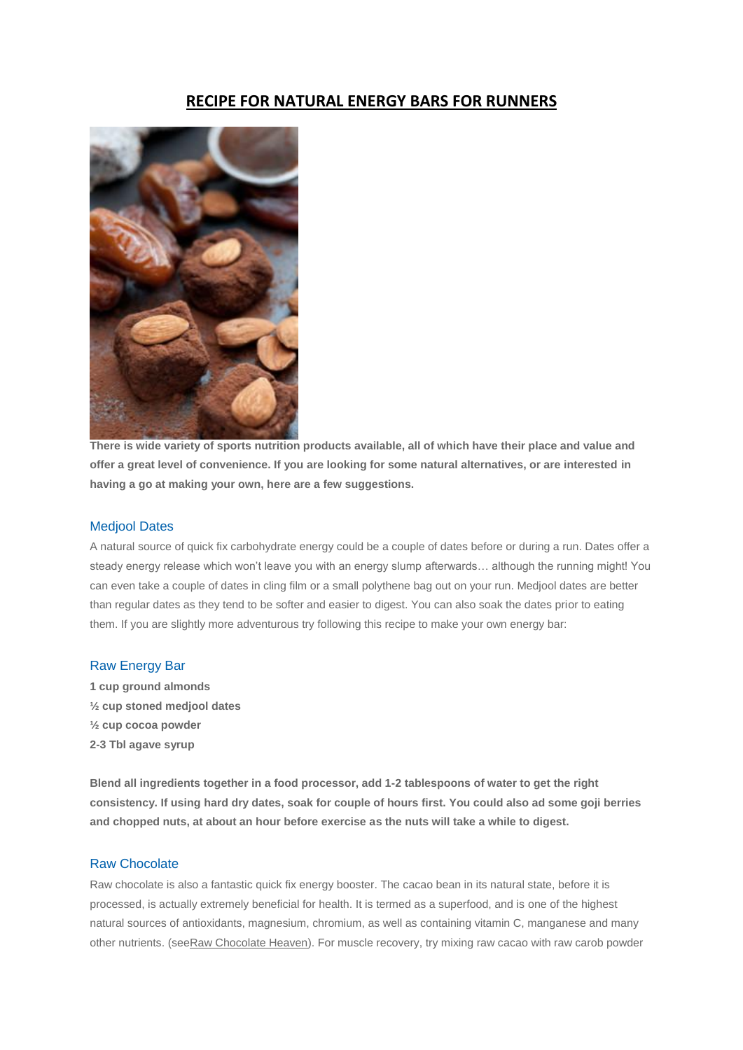# RECIPE FOR NATURAL ENERGY BARS FOR RUNNERS

**There is wide variety of sports nutrition products available, all of which have their place and value and offer a great level of convenience. If you are looking for some natural alternatives, or are interested in having a go at making your own, here are a few suggestions.**

## Medjool Dates

A natural source of quick fix carbohydrate energy could be a couple of dates before or during a run. Dates offer a steady energy release which won't leave you with an energy slump afterwards… although the running might! You can even take a couple of dates in cling film or a small polythene bag out on your run. Medjool dates are better than regular dates as they tend to be softer and easier to digest. You can also soak the dates prior to eating them. If you are slightly more adventurous try following this recipe to make your own energy bar:

## Raw Energy Bar

**1 cup ground almonds**
**½ cup stoned medjool dates**
**½ cup cocoa powder**
**2-3 Tbl agave syrup**

**Blend all ingredients together in a food processor, add 1-2 tablespoons of water to get the right consistency. If using hard dry dates, soak for couple of hours first. You could also ad some goji berries and chopped nuts, at about an hour before exercise as the nuts will take a while to digest.**

## Raw Chocolate

Raw chocolate is also a fantastic quick fix energy booster. The cacao bean in its natural state, before it is processed, is actually extremely beneficial for health. It is termed as a superfood, and is one of the highest natural sources of antioxidants, magnesium, chromium, as well as containing vitamin C, manganese and many other nutrients. (seeRaw Chocolate Heaven). For muscle recovery, try mixing raw cacao with raw carob powder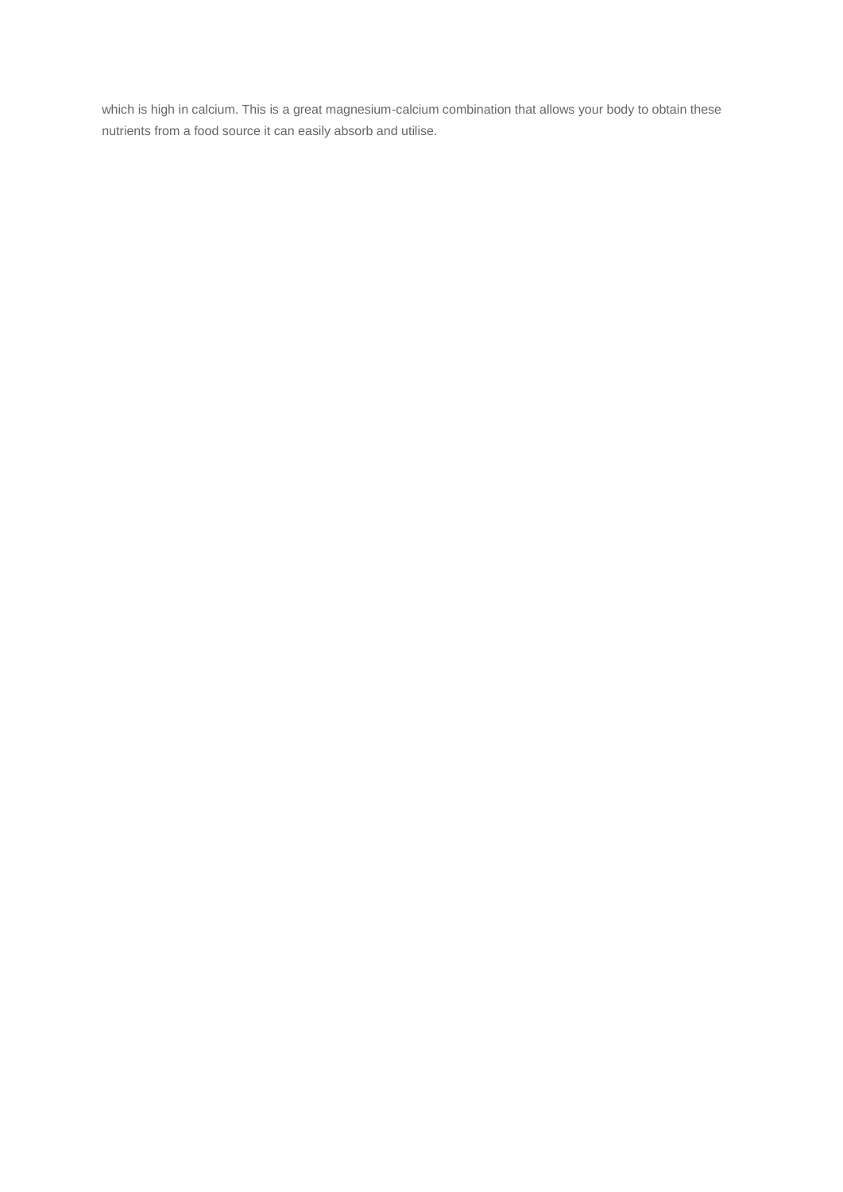which is high in calcium. This is a great magnesium-calcium combination that allows your body to obtain these nutrients from a food source it can easily absorb and utilise.